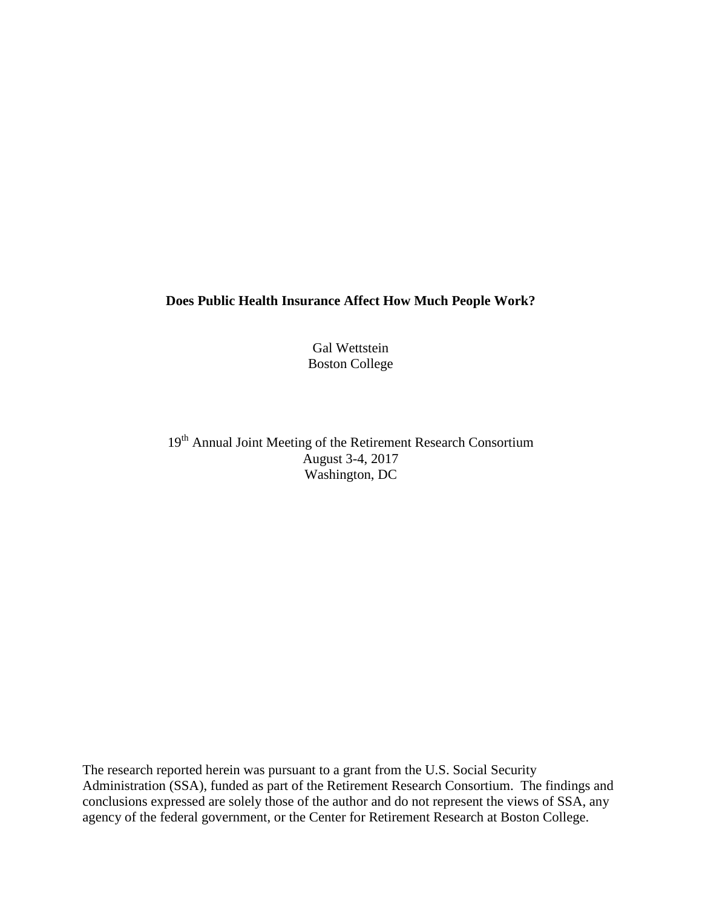# Does Public Health Insurance Affect How Much People Work?

Gal Wettstein
Boston College

19th Annual Joint Meeting of the Retirement Research Consortium
August 3-4, 2017
Washington, DC

The research reported herein was pursuant to a grant from the U.S. Social Security Administration (SSA), funded as part of the Retirement Research Consortium. The findings and conclusions expressed are solely those of the author and do not represent the views of SSA, any agency of the federal government, or the Center for Retirement Research at Boston College.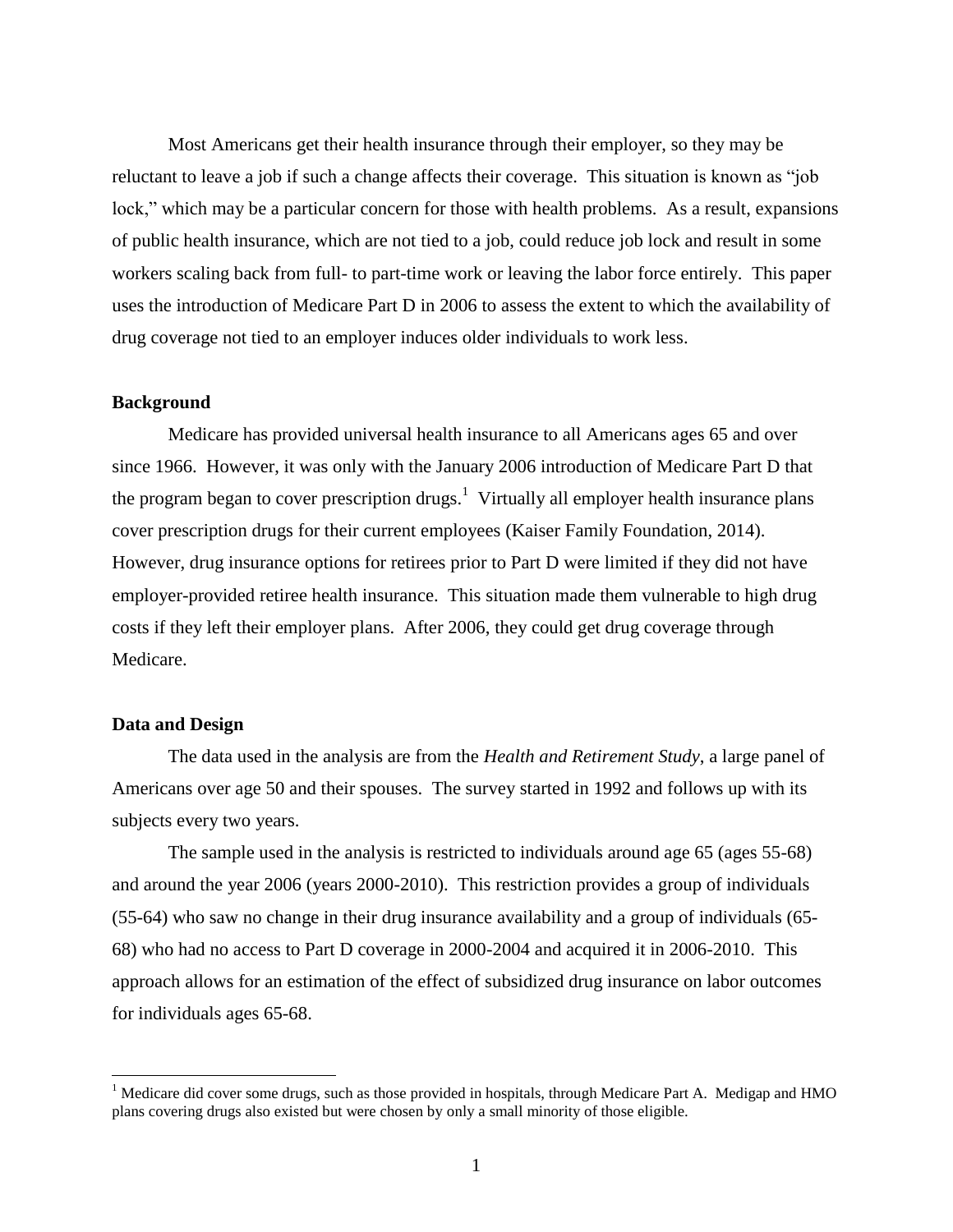Most Americans get their health insurance through their employer, so they may be reluctant to leave a job if such a change affects their coverage. This situation is known as "job lock," which may be a particular concern for those with health problems. As a result, expansions of public health insurance, which are not tied to a job, could reduce job lock and result in some workers scaling back from full- to part-time work or leaving the labor force entirely. This paper uses the introduction of Medicare Part D in 2006 to assess the extent to which the availability of drug coverage not tied to an employer induces older individuals to work less.

**Background**

Medicare has provided universal health insurance to all Americans ages 65 and over since 1966. However, it was only with the January 2006 introduction of Medicare Part D that the program began to cover prescription drugs.[1] Virtually all employer health insurance plans cover prescription drugs for their current employees (Kaiser Family Foundation, 2014). However, drug insurance options for retirees prior to Part D were limited if they did not have employer-provided retiree health insurance. This situation made them vulnerable to high drug costs if they left their employer plans. After 2006, they could get drug coverage through Medicare.

**Data and Design**

The data used in the analysis are from the *Health and Retirement Study*, a large panel of Americans over age 50 and their spouses. The survey started in 1992 and follows up with its subjects every two years.

The sample used in the analysis is restricted to individuals around age 65 (ages 55-68) and around the year 2006 (years 2000-2010). This restriction provides a group of individuals (55-64) who saw no change in their drug insurance availability and a group of individuals (65-68) who had no access to Part D coverage in 2000-2004 and acquired it in 2006-2010. This approach allows for an estimation of the effect of subsidized drug insurance on labor outcomes for individuals ages 65-68.

[1] Medicare did cover some drugs, such as those provided in hospitals, through Medicare Part A. Medigap and HMO plans covering drugs also existed but were chosen by only a small minority of those eligible.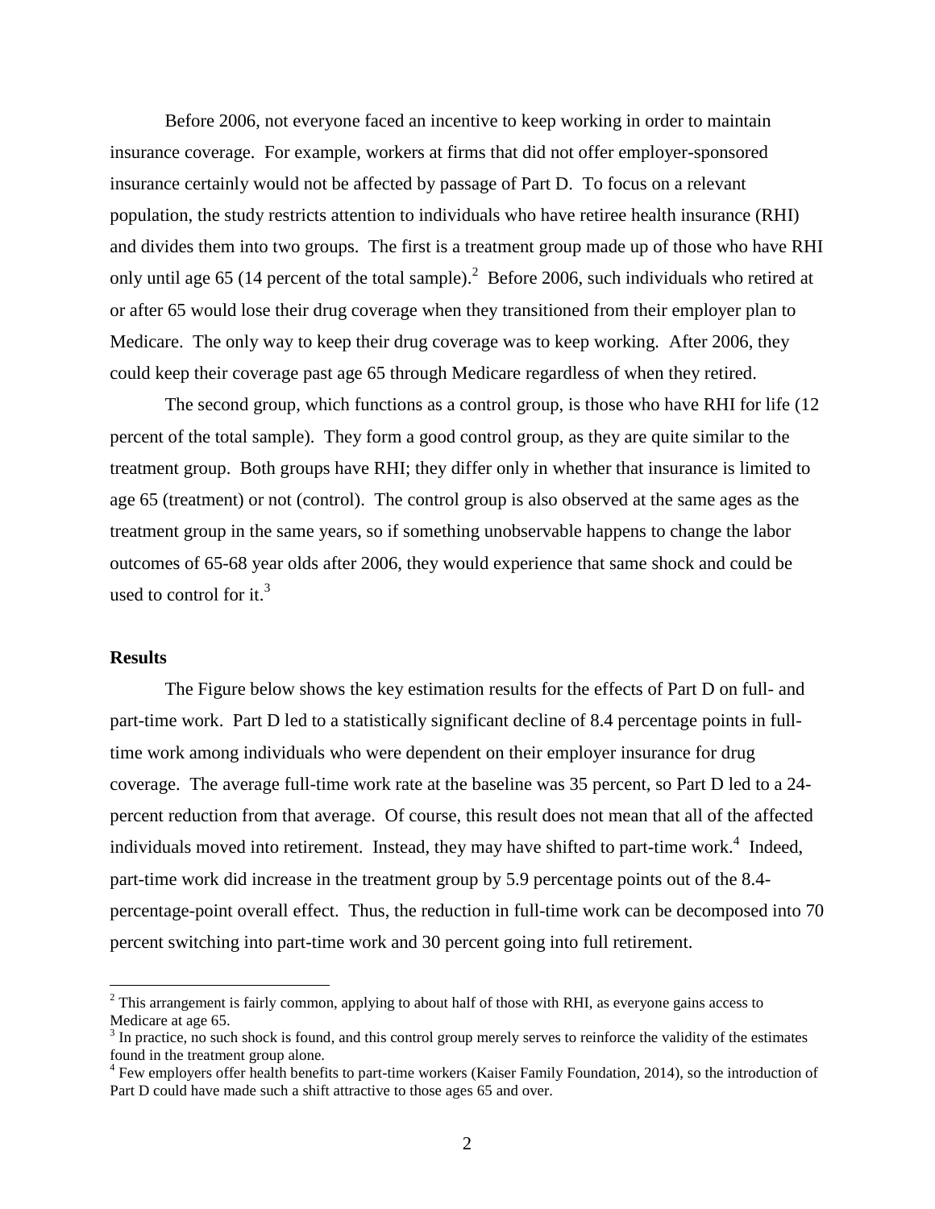Before 2006, not everyone faced an incentive to keep working in order to maintain insurance coverage. For example, workers at firms that did not offer employer-sponsored insurance certainly would not be affected by passage of Part D. To focus on a relevant population, the study restricts attention to individuals who have retiree health insurance (RHI) and divides them into two groups. The first is a treatment group made up of those who have RHI only until age 65 (14 percent of the total sample).[2] Before 2006, such individuals who retired at or after 65 would lose their drug coverage when they transitioned from their employer plan to Medicare. The only way to keep their drug coverage was to keep working. After 2006, they could keep their coverage past age 65 through Medicare regardless of when they retired.

The second group, which functions as a control group, is those who have RHI for life (12 percent of the total sample). They form a good control group, as they are quite similar to the treatment group. Both groups have RHI; they differ only in whether that insurance is limited to age 65 (treatment) or not (control). The control group is also observed at the same ages as the treatment group in the same years, so if something unobservable happens to change the labor outcomes of 65-68 year olds after 2006, they would experience that same shock and could be used to control for it.[3]

**Results**

The Figure below shows the key estimation results for the effects of Part D on full- and part-time work. Part D led to a statistically significant decline of 8.4 percentage points in full-time work among individuals who were dependent on their employer insurance for drug coverage. The average full-time work rate at the baseline was 35 percent, so Part D led to a 24-percent reduction from that average. Of course, this result does not mean that all of the affected individuals moved into retirement. Instead, they may have shifted to part-time work.[4] Indeed, part-time work did increase in the treatment group by 5.9 percentage points out of the 8.4-percentage-point overall effect. Thus, the reduction in full-time work can be decomposed into 70 percent switching into part-time work and 30 percent going into full retirement.

[2] This arrangement is fairly common, applying to about half of those with RHI, as everyone gains access to Medicare at age 65.

[3] In practice, no such shock is found, and this control group merely serves to reinforce the validity of the estimates found in the treatment group alone.

[4] Few employers offer health benefits to part-time workers (Kaiser Family Foundation, 2014), so the introduction of Part D could have made such a shift attractive to those ages 65 and over.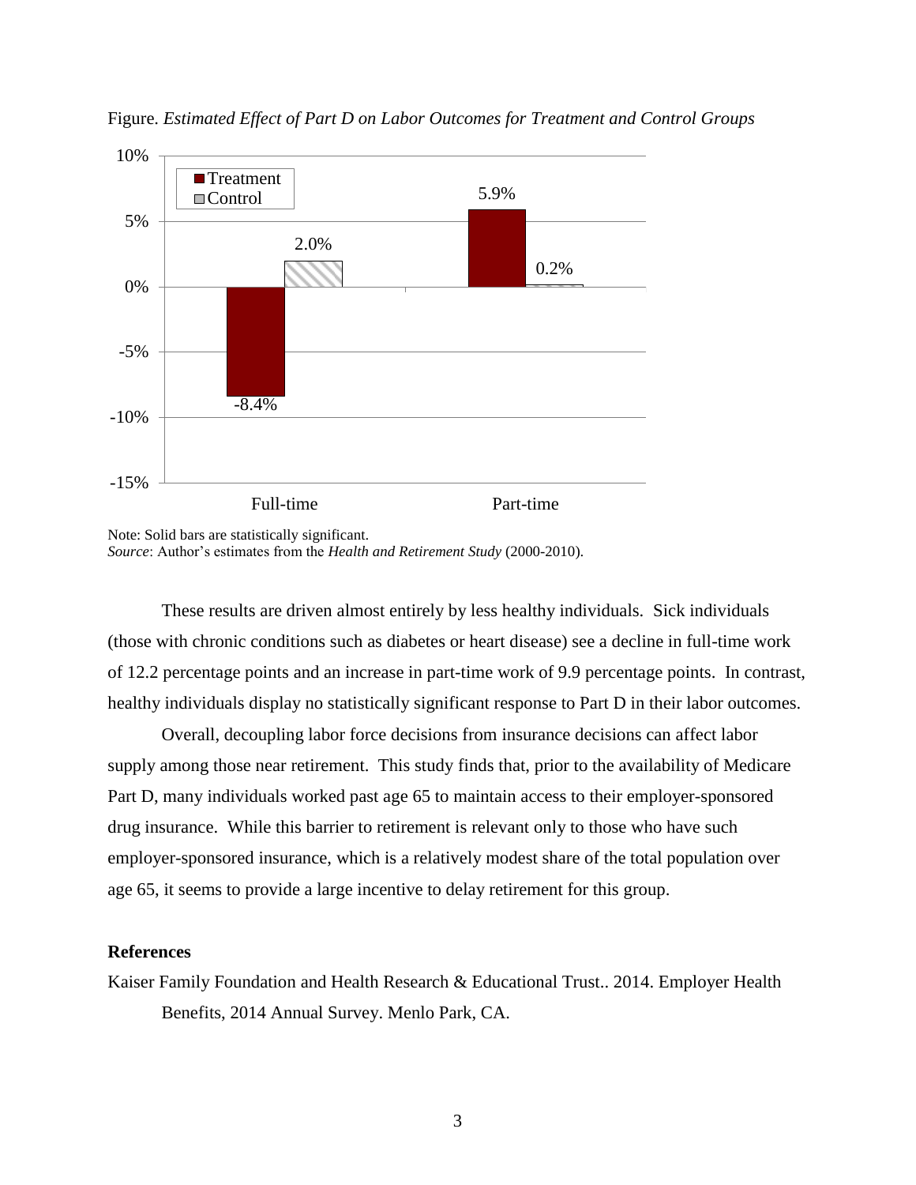Figure. *Estimated Effect of Part D on Labor Outcomes for Treatment and Control Groups*

10%
5%
0%
-5%
-10%
-15%

Treatment
Control

-8.4%
2.0%
5.9%
0.2%

Full-time
Part-time

Note: Solid bars are statistically significant.
*Source*: Author's estimates from the *Health and Retirement Study* (2000-2010).

These results are driven almost entirely by less healthy individuals. Sick individuals (those with chronic conditions such as diabetes or heart disease) see a decline in full-time work of 12.2 percentage points and an increase in part-time work of 9.9 percentage points. In contrast, healthy individuals display no statistically significant response to Part D in their labor outcomes.

Overall, decoupling labor force decisions from insurance decisions can affect labor supply among those near retirement. This study finds that, prior to the availability of Medicare Part D, many individuals worked past age 65 to maintain access to their employer-sponsored drug insurance. While this barrier to retirement is relevant only to those who have such employer-sponsored insurance, which is a relatively modest share of the total population over age 65, it seems to provide a large incentive to delay retirement for this group.

**References**

Kaiser Family Foundation and Health Research & Educational Trust.. 2014. Employer Health Benefits, 2014 Annual Survey. Menlo Park, CA.